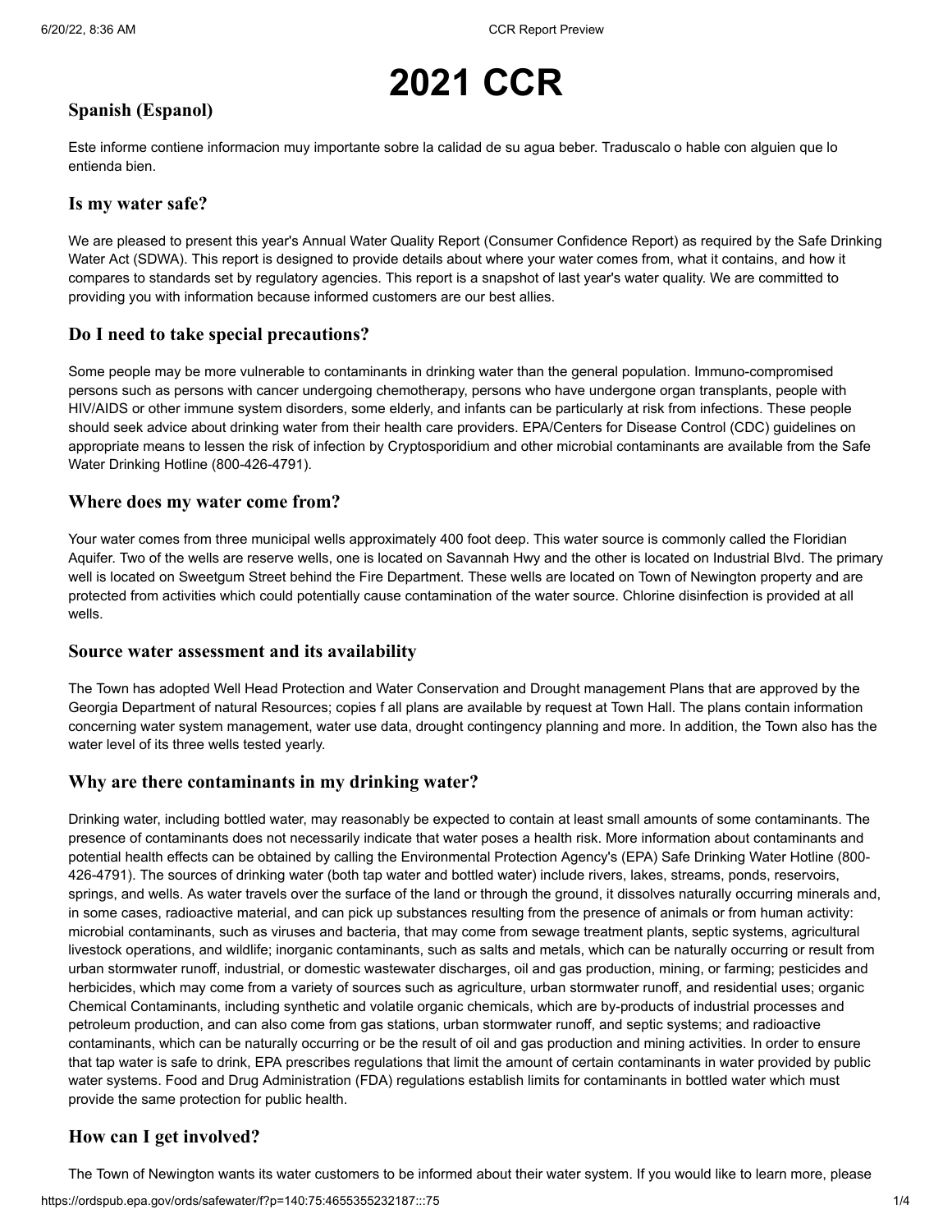# 2021 CCR

## Spanish (Espanol)

Este informe contiene informacion muy importante sobre la calidad de su agua beber. Traduscalo o hable con alguien que lo entienda bien.

## Is my water safe?

We are pleased to present this year's Annual Water Quality Report (Consumer Confidence Report) as required by the Safe Drinking Water Act (SDWA). This report is designed to provide details about where your water comes from, what it contains, and how it compares to standards set by regulatory agencies. This report is a snapshot of last year's water quality. We are committed to providing you with information because informed customers are our best allies.

## Do I need to take special precautions?

Some people may be more vulnerable to contaminants in drinking water than the general population. Immuno-compromised persons such as persons with cancer undergoing chemotherapy, persons who have undergone organ transplants, people with HIV/AIDS or other immune system disorders, some elderly, and infants can be particularly at risk from infections. These people should seek advice about drinking water from their health care providers. EPA/Centers for Disease Control (CDC) guidelines on appropriate means to lessen the risk of infection by Cryptosporidium and other microbial contaminants are available from the Safe Water Drinking Hotline (800-426-4791).

## Where does my water come from?

Your water comes from three municipal wells approximately 400 foot deep. This water source is commonly called the Floridian Aquifer. Two of the wells are reserve wells, one is located on Savannah Hwy and the other is located on Industrial Blvd. The primary well is located on Sweetgum Street behind the Fire Department. These wells are located on Town of Newington property and are protected from activities which could potentially cause contamination of the water source. Chlorine disinfection is provided at all wells.

## Source water assessment and its availability

The Town has adopted Well Head Protection and Water Conservation and Drought management Plans that are approved by the Georgia Department of natural Resources; copies f all plans are available by request at Town Hall. The plans contain information concerning water system management, water use data, drought contingency planning and more. In addition, the Town also has the water level of its three wells tested yearly.

## Why are there contaminants in my drinking water?

Drinking water, including bottled water, may reasonably be expected to contain at least small amounts of some contaminants. The presence of contaminants does not necessarily indicate that water poses a health risk. More information about contaminants and potential health effects can be obtained by calling the Environmental Protection Agency's (EPA) Safe Drinking Water Hotline (800-426-4791). The sources of drinking water (both tap water and bottled water) include rivers, lakes, streams, ponds, reservoirs, springs, and wells. As water travels over the surface of the land or through the ground, it dissolves naturally occurring minerals and, in some cases, radioactive material, and can pick up substances resulting from the presence of animals or from human activity: microbial contaminants, such as viruses and bacteria, that may come from sewage treatment plants, septic systems, agricultural livestock operations, and wildlife; inorganic contaminants, such as salts and metals, which can be naturally occurring or result from urban stormwater runoff, industrial, or domestic wastewater discharges, oil and gas production, mining, or farming; pesticides and herbicides, which may come from a variety of sources such as agriculture, urban stormwater runoff, and residential uses; organic Chemical Contaminants, including synthetic and volatile organic chemicals, which are by-products of industrial processes and petroleum production, and can also come from gas stations, urban stormwater runoff, and septic systems; and radioactive contaminants, which can be naturally occurring or be the result of oil and gas production and mining activities. In order to ensure that tap water is safe to drink, EPA prescribes regulations that limit the amount of certain contaminants in water provided by public water systems. Food and Drug Administration (FDA) regulations establish limits for contaminants in bottled water which must provide the same protection for public health.

## How can I get involved?

The Town of Newington wants its water customers to be informed about their water system. If you would like to learn more, please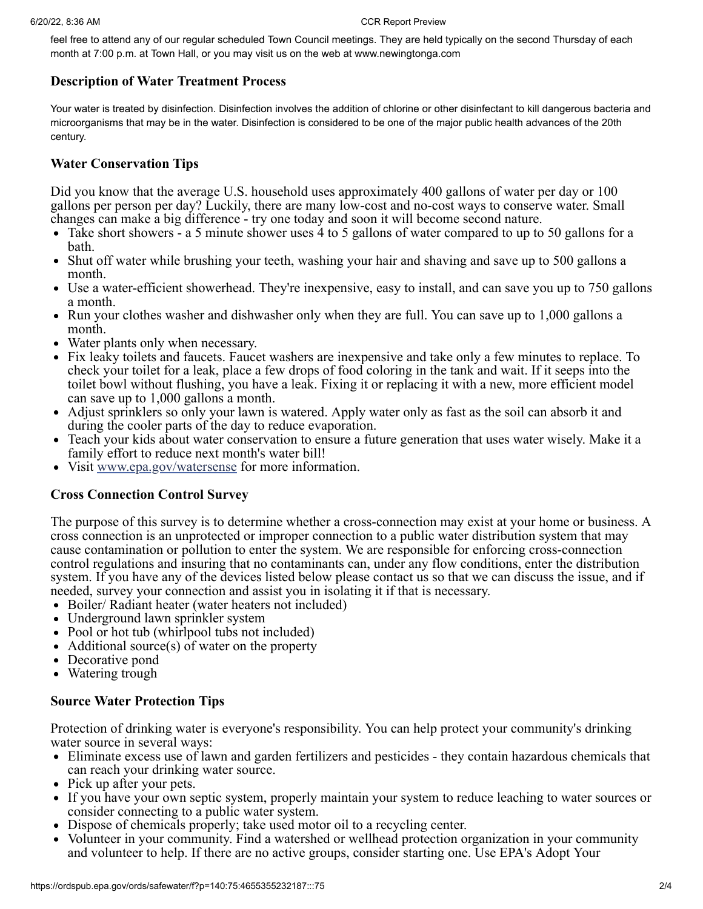feel free to attend any of our regular scheduled Town Council meetings. They are held typically on the second Thursday of each month at 7:00 p.m. at Town Hall, or you may visit us on the web at www.newingtonga.com

### Description of Water Treatment Process

Your water is treated by disinfection. Disinfection involves the addition of chlorine or other disinfectant to kill dangerous bacteria and microorganisms that may be in the water. Disinfection is considered to be one of the major public health advances of the 20th century.

### Water Conservation Tips

Did you know that the average U.S. household uses approximately 400 gallons of water per day or 100 gallons per person per day? Luckily, there are many low-cost and no-cost ways to conserve water. Small changes can make a big difference - try one today and soon it will become second nature.

- Take short showers - a 5 minute shower uses 4 to 5 gallons of water compared to up to 50 gallons for a bath.
- Shut off water while brushing your teeth, washing your hair and shaving and save up to 500 gallons a month.
- Use a water-efficient showerhead. They're inexpensive, easy to install, and can save you up to 750 gallons a month.
- Run your clothes washer and dishwasher only when they are full. You can save up to 1,000 gallons a month.
- Water plants only when necessary.
- Fix leaky toilets and faucets. Faucet washers are inexpensive and take only a few minutes to replace. To check your toilet for a leak, place a few drops of food coloring in the tank and wait. If it seeps into the toilet bowl without flushing, you have a leak. Fixing it or replacing it with a new, more efficient model can save up to 1,000 gallons a month.
- Adjust sprinklers so only your lawn is watered. Apply water only as fast as the soil can absorb it and during the cooler parts of the day to reduce evaporation.
- Teach your kids about water conservation to ensure a future generation that uses water wisely. Make it a family effort to reduce next month's water bill!
- Visit www.epa.gov/watersense for more information.

### Cross Connection Control Survey

The purpose of this survey is to determine whether a cross-connection may exist at your home or business. A cross connection is an unprotected or improper connection to a public water distribution system that may cause contamination or pollution to enter the system. We are responsible for enforcing cross-connection control regulations and insuring that no contaminants can, under any flow conditions, enter the distribution system. If you have any of the devices listed below please contact us so that we can discuss the issue, and if needed, survey your connection and assist you in isolating it if that is necessary.

- Boiler/ Radiant heater (water heaters not included)
- Underground lawn sprinkler system
- Pool or hot tub (whirlpool tubs not included)
- Additional source(s) of water on the property
- Decorative pond
- Watering trough

### Source Water Protection Tips

Protection of drinking water is everyone's responsibility. You can help protect your community's drinking water source in several ways:

- Eliminate excess use of lawn and garden fertilizers and pesticides - they contain hazardous chemicals that can reach your drinking water source.
- Pick up after your pets.
- If you have your own septic system, properly maintain your system to reduce leaching to water sources or consider connecting to a public water system.
- Dispose of chemicals properly; take used motor oil to a recycling center.
- Volunteer in your community. Find a watershed or wellhead protection organization in your community and volunteer to help. If there are no active groups, consider starting one. Use EPA's Adopt Your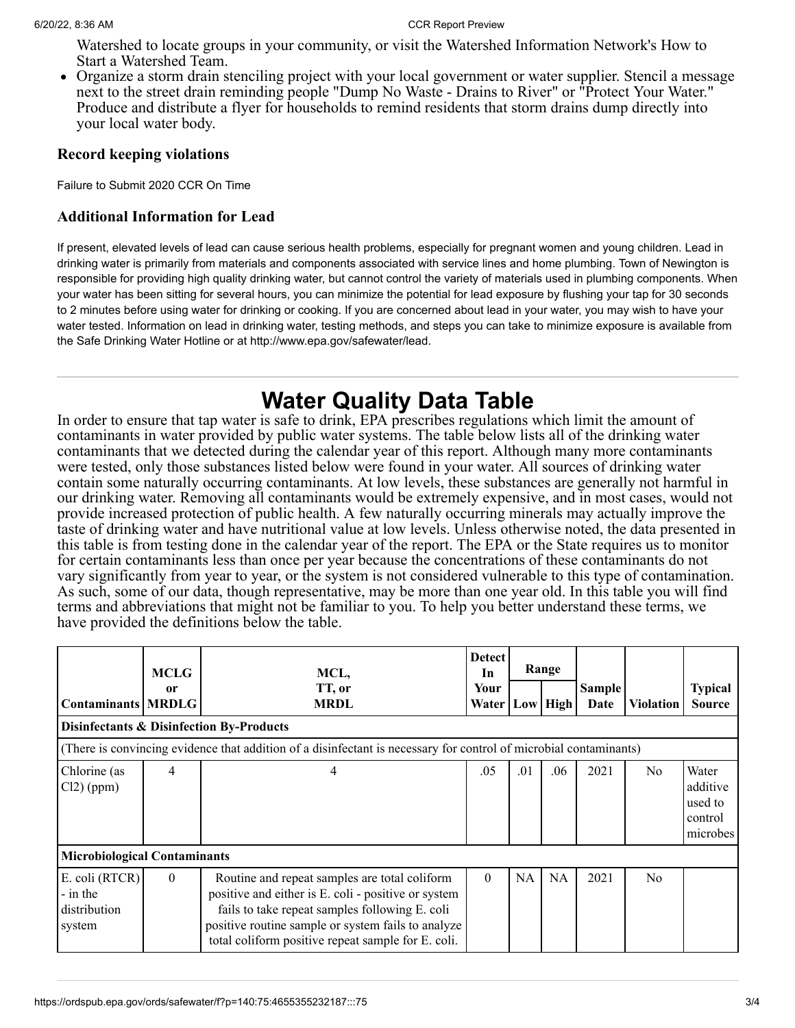Watershed to locate groups in your community, or visit the Watershed Information Network's How to Start a Watershed Team.

- Organize a storm drain stenciling project with your local government or water supplier. Stencil a message next to the street drain reminding people "Dump No Waste - Drains to River" or "Protect Your Water." Produce and distribute a flyer for households to remind residents that storm drains dump directly into your local water body.

### Record keeping violations

Failure to Submit 2020 CCR On Time

### Additional Information for Lead

If present, elevated levels of lead can cause serious health problems, especially for pregnant women and young children. Lead in drinking water is primarily from materials and components associated with service lines and home plumbing. Town of Newington is responsible for providing high quality drinking water, but cannot control the variety of materials used in plumbing components. When your water has been sitting for several hours, you can minimize the potential for lead exposure by flushing your tap for 30 seconds to 2 minutes before using water for drinking or cooking. If you are concerned about lead in your water, you may wish to have your water tested. Information on lead in drinking water, testing methods, and steps you can take to minimize exposure is available from the Safe Drinking Water Hotline or at http://www.epa.gov/safewater/lead.

---

# Water Quality Data Table

In order to ensure that tap water is safe to drink, EPA prescribes regulations which limit the amount of contaminants in water provided by public water systems. The table below lists all of the drinking water contaminants that we detected during the calendar year of this report. Although many more contaminants were tested, only those substances listed below were found in your water. All sources of drinking water contain some naturally occurring contaminants. At low levels, these substances are generally not harmful in our drinking water. Removing all contaminants would be extremely expensive, and in most cases, would not provide increased protection of public health. A few naturally occurring minerals may actually improve the taste of drinking water and have nutritional value at low levels. Unless otherwise noted, the data presented in this table is from testing done in the calendar year of the report. The EPA or the State requires us to monitor for certain contaminants less than once per year because the concentrations of these contaminants do not vary significantly from year to year, or the system is not considered vulnerable to this type of contamination. As such, some of our data, though representative, may be more than one year old. In this table you will find terms and abbreviations that might not be familiar to you. To help you better understand these terms, we have provided the definitions below the table.

| Contaminants | MCLG or MRDLG | MCL, TT, or MRDL | Detect In Your Water | Range | | Sample Date | Violation | Typical Source |
|---|---|---|---|---|---|---|---|---|
| | | | | Low | High | | | |
| **Disinfectants & Disinfection By-Products** | | | | | | | | |
| (There is convincing evidence that addition of a disinfectant is necessary for control of microbial contaminants) | | | | | | | | |
| Chlorine (as Cl2) (ppm) | 4 | 4 | .05 | .01 | .06 | 2021 | No | Water additive used to control microbes |
| **Microbiological Contaminants** | | | | | | | | |
| E. coli (RTCR) - in the distribution system | 0 | Routine and repeat samples are total coliform positive and either is E. coli - positive or system fails to take repeat samples following E. coli positive routine sample or system fails to analyze total coliform positive repeat sample for E. coli. | 0 | NA | NA | 2021 | No | |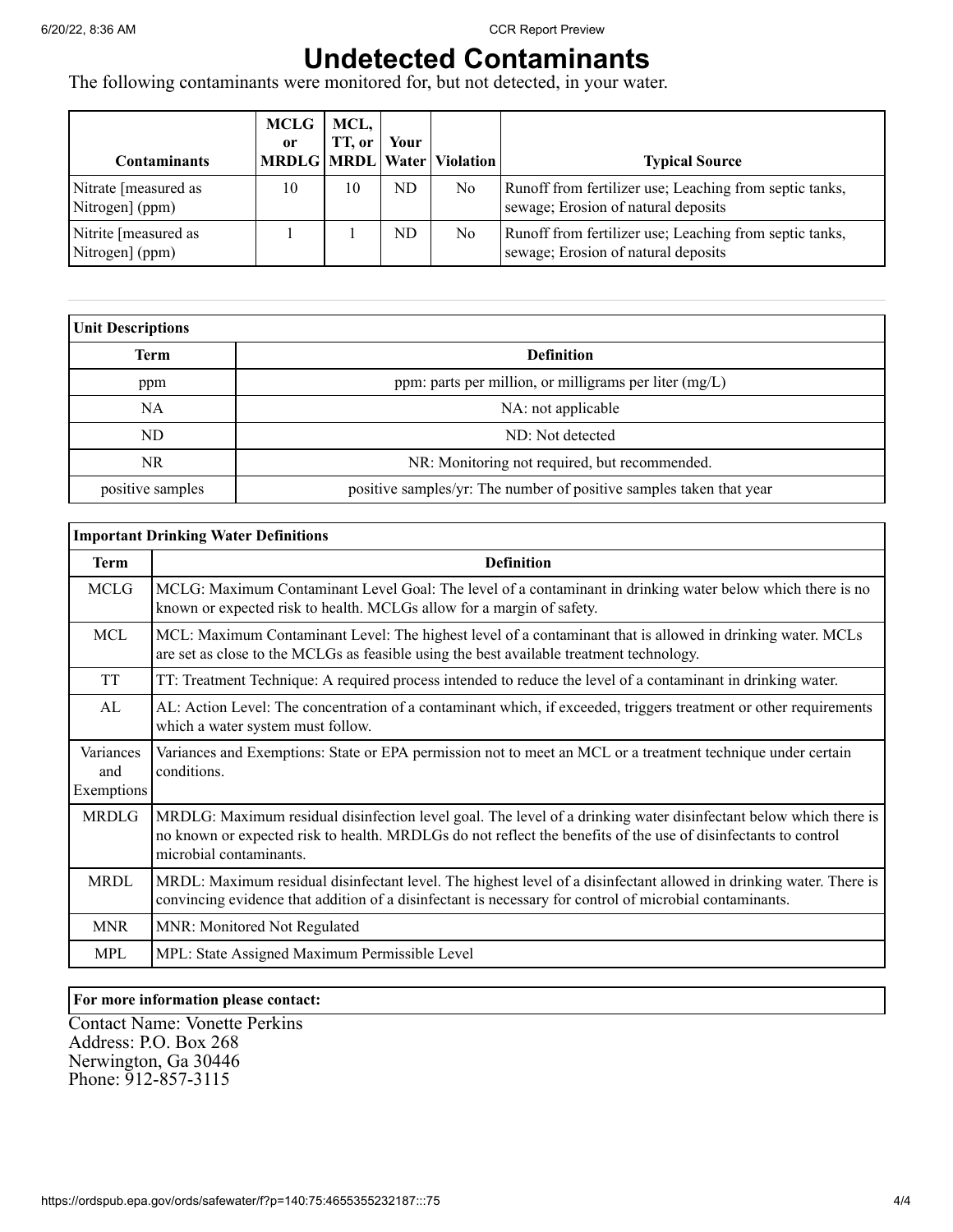# Undetected Contaminants

The following contaminants were monitored for, but not detected, in your water.

| Contaminants | MCLG or MRDLG | MCL, TT, or MRDL | Your Water | Violation | Typical Source |
|---|---|---|---|---|---|
| Nitrate [measured as Nitrogen] (ppm) | 10 | 10 | ND | No | Runoff from fertilizer use; Leaching from septic tanks, sewage; Erosion of natural deposits |
| Nitrite [measured as Nitrogen] (ppm) | 1 | 1 | ND | No | Runoff from fertilizer use; Leaching from septic tanks, sewage; Erosion of natural deposits |

| Unit Descriptions | |
|---|---|
| **Term** | **Definition** |
| ppm | ppm: parts per million, or milligrams per liter (mg/L) |
| NA | NA: not applicable |
| ND | ND: Not detected |
| NR | NR: Monitoring not required, but recommended. |
| positive samples | positive samples/yr: The number of positive samples taken that year |

| Important Drinking Water Definitions | |
|---|---|
| **Term** | **Definition** |
| MCLG | MCLG: Maximum Contaminant Level Goal: The level of a contaminant in drinking water below which there is no known or expected risk to health. MCLGs allow for a margin of safety. |
| MCL | MCL: Maximum Contaminant Level: The highest level of a contaminant that is allowed in drinking water. MCLs are set as close to the MCLGs as feasible using the best available treatment technology. |
| TT | TT: Treatment Technique: A required process intended to reduce the level of a contaminant in drinking water. |
| AL | AL: Action Level: The concentration of a contaminant which, if exceeded, triggers treatment or other requirements which a water system must follow. |
| Variances and Exemptions | Variances and Exemptions: State or EPA permission not to meet an MCL or a treatment technique under certain conditions. |
| MRDLG | MRDLG: Maximum residual disinfection level goal. The level of a drinking water disinfectant below which there is no known or expected risk to health. MRDLGs do not reflect the benefits of the use of disinfectants to control microbial contaminants. |
| MRDL | MRDL: Maximum residual disinfectant level. The highest level of a disinfectant allowed in drinking water. There is convincing evidence that addition of a disinfectant is necessary for control of microbial contaminants. |
| MNR | MNR: Monitored Not Regulated |
| MPL | MPL: State Assigned Maximum Permissible Level |

**For more information please contact:**

Contact Name: Vonette Perkins
Address: P.O. Box 268
Nerwington, Ga 30446
Phone: 912-857-3115